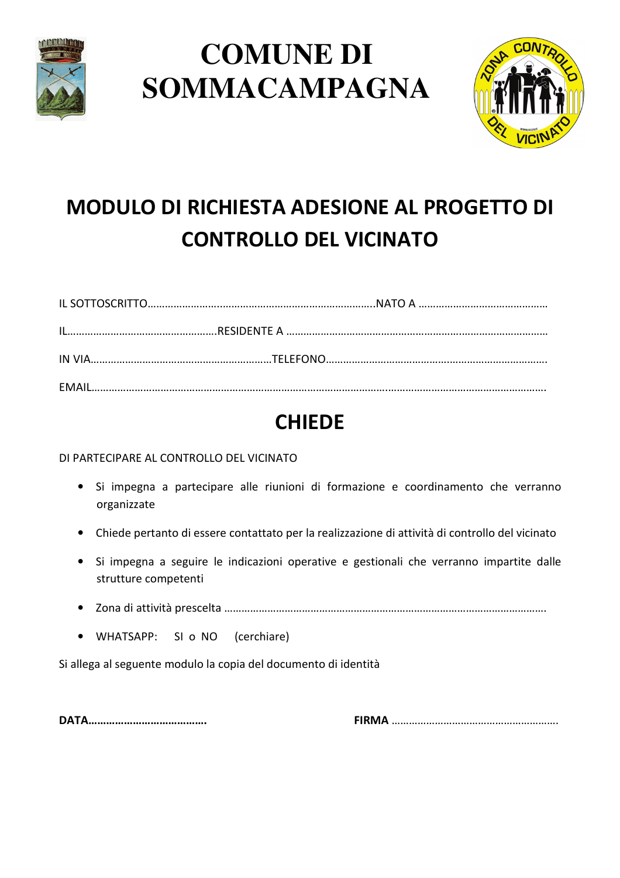# COMUNE DI SOMMACAMPAGNA

## MODULO DI RICHIESTA ADESIONE AL PROGETTO DI CONTROLLO DEL VICINATO

IL SOTTOSCRITTO…………………………..……………………………………….NATO A ………………………………………

IL……………………………………………RESIDENTE A …………………………………………………………………………

IN VIA……………………………………………………TELEFONO…………………………………….……………………………

EMAIL………………………………………………………………………………………….……………………………………………

## CHIEDE

DI PARTECIPARE AL CONTROLLO DEL VICINATO

- Si impegna a partecipare alle riunioni di formazione e coordinamento che verranno organizzate
- Chiede pertanto di essere contattato per la realizzazione di attività di controllo del vicinato
- Si impegna a seguire le indicazioni operative e gestionali che verranno impartite dalle strutture competenti
- Zona di attività prescelta ………………………………………………………………………………………………….
- WHATSAPP: SI o NO (cerchiare)

Si allega al seguente modulo la copia del documento di identità

**DATA…………………………………** **FIRMA** ………………………………………………….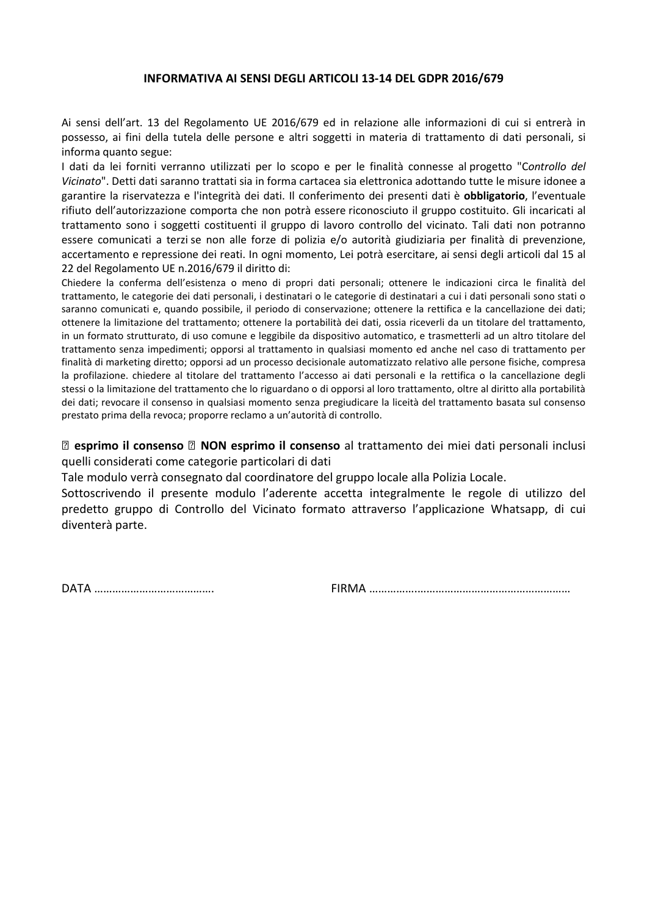**INFORMATIVA AI SENSI DEGLI ARTICOLI 13-14 DEL GDPR 2016/679**

Ai sensi dell'art. 13 del Regolamento UE 2016/679 ed in relazione alle informazioni di cui si entrerà in possesso, ai fini della tutela delle persone e altri soggetti in materia di trattamento di dati personali, si informa quanto segue:

I dati da lei forniti verranno utilizzati per lo scopo e per le finalità connesse al progetto "C*ontrollo del Vicinato*". Detti dati saranno trattati sia in forma cartacea sia elettronica adottando tutte le misure idonee a garantire la riservatezza e l'integrità dei dati. Il conferimento dei presenti dati è **obbligatorio**, l'eventuale rifiuto dell'autorizzazione comporta che non potrà essere riconosciuto il gruppo costituito. Gli incaricati al trattamento sono i soggetti costituenti il gruppo di lavoro controllo del vicinato. Tali dati non potranno essere comunicati a terzi se non alle forze di polizia e/o autorità giudiziaria per finalità di prevenzione, accertamento e repressione dei reati. In ogni momento, Lei potrà esercitare, ai sensi degli articoli dal 15 al 22 del Regolamento UE n.2016/679 il diritto di:

Chiedere la conferma dell'esistenza o meno di propri dati personali; ottenere le indicazioni circa le finalità del trattamento, le categorie dei dati personali, i destinatari o le categorie di destinatari a cui i dati personali sono stati o saranno comunicati e, quando possibile, il periodo di conservazione; ottenere la rettifica e la cancellazione dei dati; ottenere la limitazione del trattamento; ottenere la portabilità dei dati, ossia riceverli da un titolare del trattamento, in un formato strutturato, di uso comune e leggibile da dispositivo automatico, e trasmetterli ad un altro titolare del trattamento senza impedimenti; opporsi al trattamento in qualsiasi momento ed anche nel caso di trattamento per finalità di marketing diretto; opporsi ad un processo decisionale automatizzato relativo alle persone fisiche, compresa la profilazione. chiedere al titolare del trattamento l'accesso ai dati personali e la rettifica o la cancellazione degli stessi o la limitazione del trattamento che lo riguardano o di opporsi al loro trattamento, oltre al diritto alla portabilità dei dati; revocare il consenso in qualsiasi momento senza pregiudicare la liceità del trattamento basata sul consenso prestato prima della revoca; proporre reclamo a un'autorità di controllo.

☐ **esprimo il consenso** ☐ **NON esprimo il consenso** al trattamento dei miei dati personali inclusi quelli considerati come categorie particolari di dati

Tale modulo verrà consegnato dal coordinatore del gruppo locale alla Polizia Locale.

Sottoscrivendo il presente modulo l'aderente accetta integralmente le regole di utilizzo del predetto gruppo di Controllo del Vicinato formato attraverso l'applicazione Whatsapp, di cui diventerà parte.

DATA ………………………………….                    FIRMA ………………………………………………………